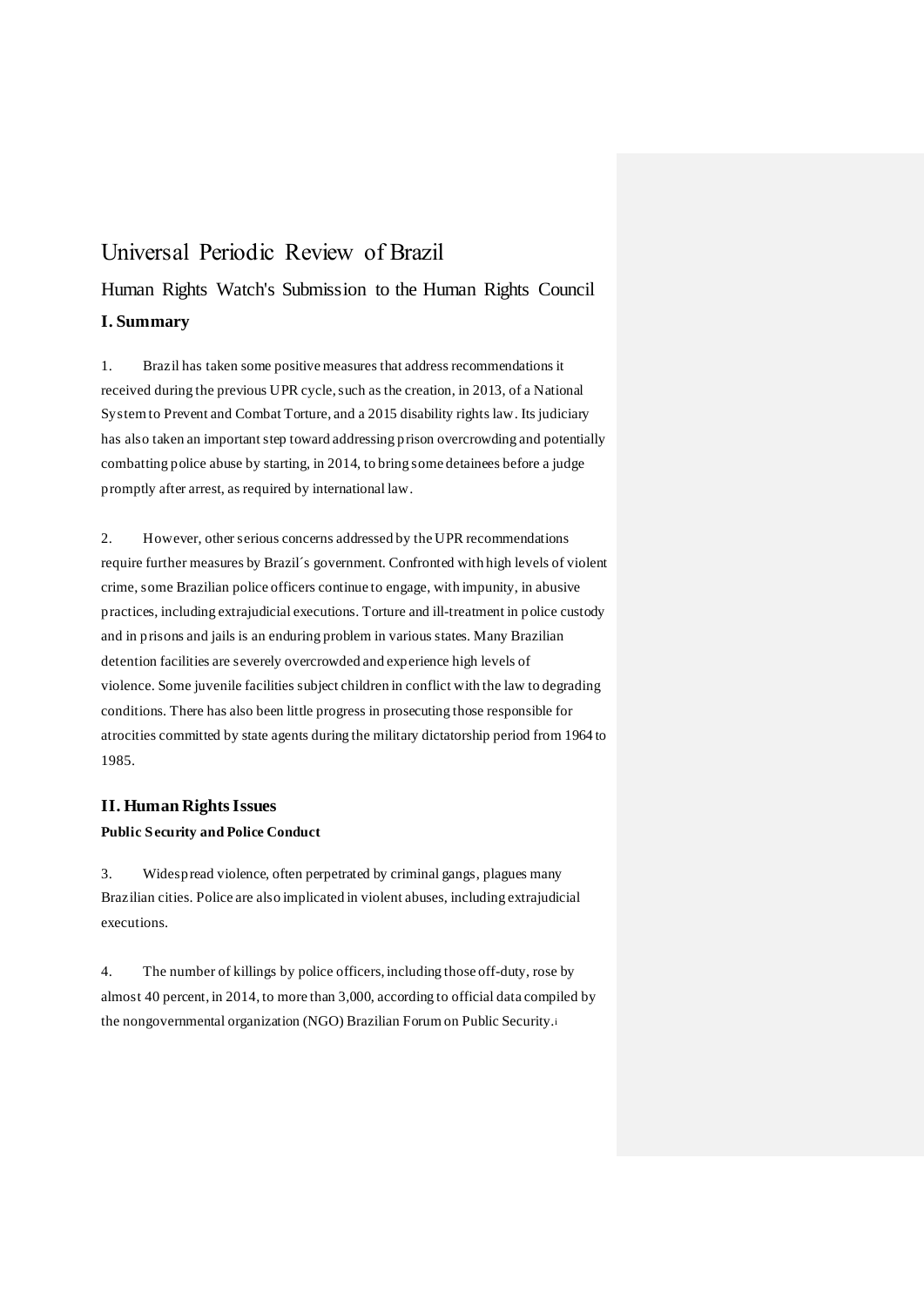# Universal Periodic Review of Brazil

## Human Rights Watch's Submission to the Human Rights Council

### I. Summary

1. Brazil has taken some positive measures that address recommendations it received during the previous UPR cycle, such as the creation, in 2013, of a National System to Prevent and Combat Torture, and a 2015 disability rights law. Its judiciary has also taken an important step toward addressing prison overcrowding and potentially combatting police abuse by starting, in 2014, to bring some detainees before a judge promptly after arrest, as required by international law.

2. However, other serious concerns addressed by the UPR recommendations require further measures by Brazil´s government. Confronted with high levels of violent crime, some Brazilian police officers continue to engage, with impunity, in abusive practices, including extrajudicial executions. Torture and ill-treatment in police custody and in prisons and jails is an enduring problem in various states. Many Brazilian detention facilities are severely overcrowded and experience high levels of violence. Some juvenile facilities subject children in conflict with the law to degrading conditions. There has also been little progress in prosecuting those responsible for atrocities committed by state agents during the military dictatorship period from 1964 to 1985.

### II. Human Rights Issues

#### Public Security and Police Conduct

3. Widespread violence, often perpetrated by criminal gangs, plagues many Brazilian cities. Police are also implicated in violent abuses, including extrajudicial executions.

4. The number of killings by police officers, including those off-duty, rose by almost 40 percent, in 2014, to more than 3,000, according to official data compiled by the nongovernmental organization (NGO) Brazilian Forum on Public Security.[i]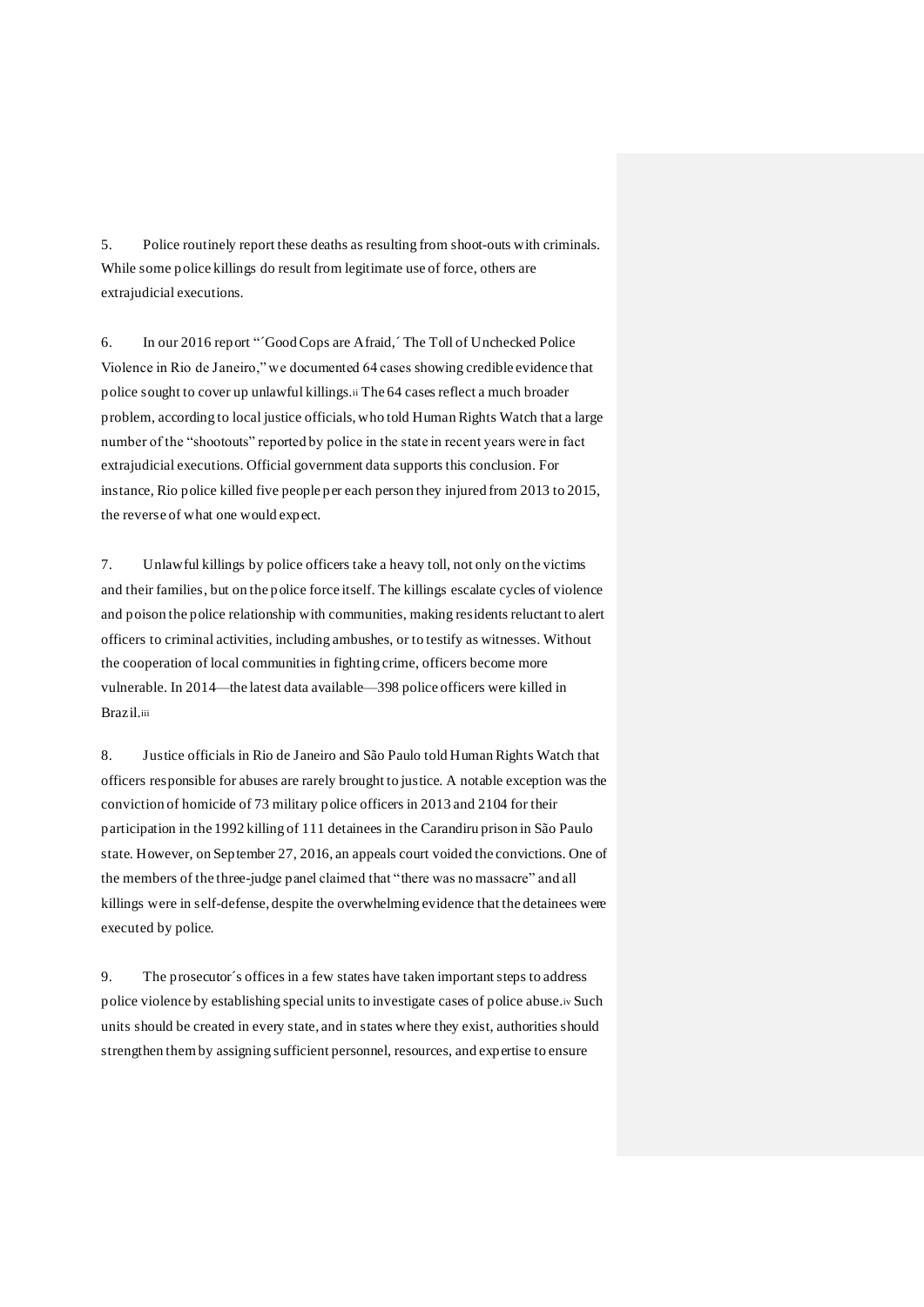5. Police routinely report these deaths as resulting from shoot-outs with criminals. While some police killings do result from legitimate use of force, others are extrajudicial executions.

6. In our 2016 report "´Good Cops are Afraid,´ The Toll of Unchecked Police Violence in Rio de Janeiro," we documented 64 cases showing credible evidence that police sought to cover up unlawful killings.[ii] The 64 cases reflect a much broader problem, according to local justice officials, who told Human Rights Watch that a large number of the "shootouts" reported by police in the state in recent years were in fact extrajudicial executions. Official government data supports this conclusion. For instance, Rio police killed five people per each person they injured from 2013 to 2015, the reverse of what one would expect.

7. Unlawful killings by police officers take a heavy toll, not only on the victims and their families, but on the police force itself. The killings escalate cycles of violence and poison the police relationship with communities, making residents reluctant to alert officers to criminal activities, including ambushes, or to testify as witnesses. Without the cooperation of local communities in fighting crime, officers become more vulnerable. In 2014—the latest data available—398 police officers were killed in Brazil.[iii]

8. Justice officials in Rio de Janeiro and São Paulo told Human Rights Watch that officers responsible for abuses are rarely brought to justice. A notable exception was the conviction of homicide of 73 military police officers in 2013 and 2104 for their participation in the 1992 killing of 111 detainees in the Carandiru prison in São Paulo state. However, on September 27, 2016, an appeals court voided the convictions. One of the members of the three-judge panel claimed that "there was no massacre" and all killings were in self-defense, despite the overwhelming evidence that the detainees were executed by police.

9. The prosecutor´s offices in a few states have taken important steps to address police violence by establishing special units to investigate cases of police abuse.[iv] Such units should be created in every state, and in states where they exist, authorities should strengthen them by assigning sufficient personnel, resources, and expertise to ensure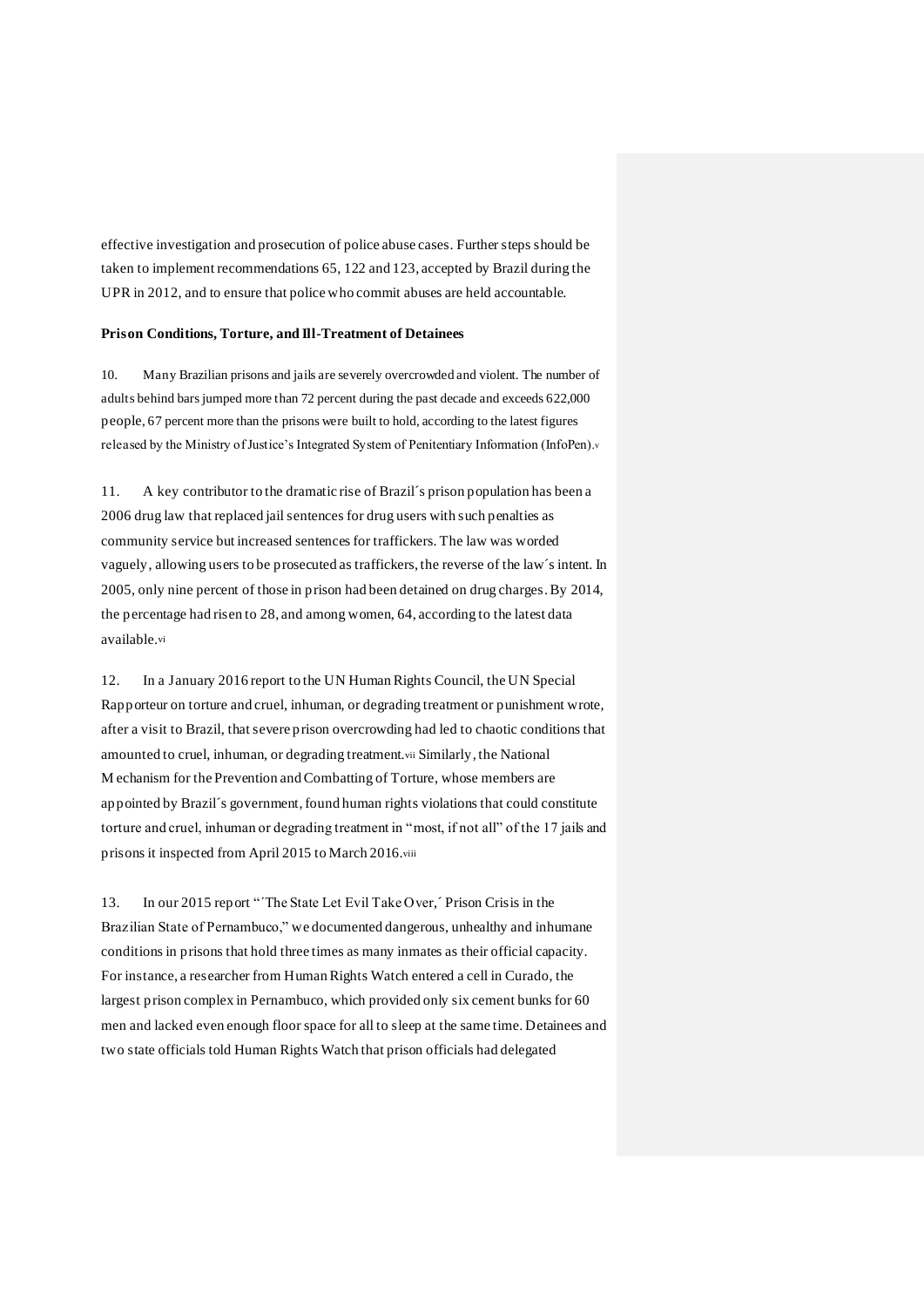effective investigation and prosecution of police abuse cases. Further steps should be taken to implement recommendations 65, 122 and 123, accepted by Brazil during the UPR in 2012, and to ensure that police who commit abuses are held accountable.

**Prison Conditions, Torture, and Ill-Treatment of Detainees**

10. Many Brazilian prisons and jails are severely overcrowded and violent. The number of adults behind bars jumped more than 72 percent during the past decade and exceeds 622,000 people, 67 percent more than the prisons were built to hold, according to the latest figures released by the Ministry of Justice's Integrated System of Penitentiary Information (InfoPen).[v]

11. A key contributor to the dramatic rise of Brazil´s prison population has been a 2006 drug law that replaced jail sentences for drug users with such penalties as community service but increased sentences for traffickers. The law was worded vaguely, allowing users to be prosecuted as traffickers, the reverse of the law´s intent. In 2005, only nine percent of those in prison had been detained on drug charges. By 2014, the percentage had risen to 28, and among women, 64, according to the latest data available.[vi]

12. In a January 2016 report to the UN Human Rights Council, the UN Special Rapporteur on torture and cruel, inhuman, or degrading treatment or punishment wrote, after a visit to Brazil, that severe prison overcrowding had led to chaotic conditions that amounted to cruel, inhuman, or degrading treatment.[vii] Similarly, the National Mechanism for the Prevention and Combatting of Torture, whose members are appointed by Brazil´s government, found human rights violations that could constitute torture and cruel, inhuman or degrading treatment in "most, if not all" of the 17 jails and prisons it inspected from April 2015 to March 2016.[viii]

13. In our 2015 report "´The State Let Evil Take Over,´ Prison Crisis in the Brazilian State of Pernambuco," we documented dangerous, unhealthy and inhumane conditions in prisons that hold three times as many inmates as their official capacity. For instance, a researcher from Human Rights Watch entered a cell in Curado, the largest prison complex in Pernambuco, which provided only six cement bunks for 60 men and lacked even enough floor space for all to sleep at the same time. Detainees and two state officials told Human Rights Watch that prison officials had delegated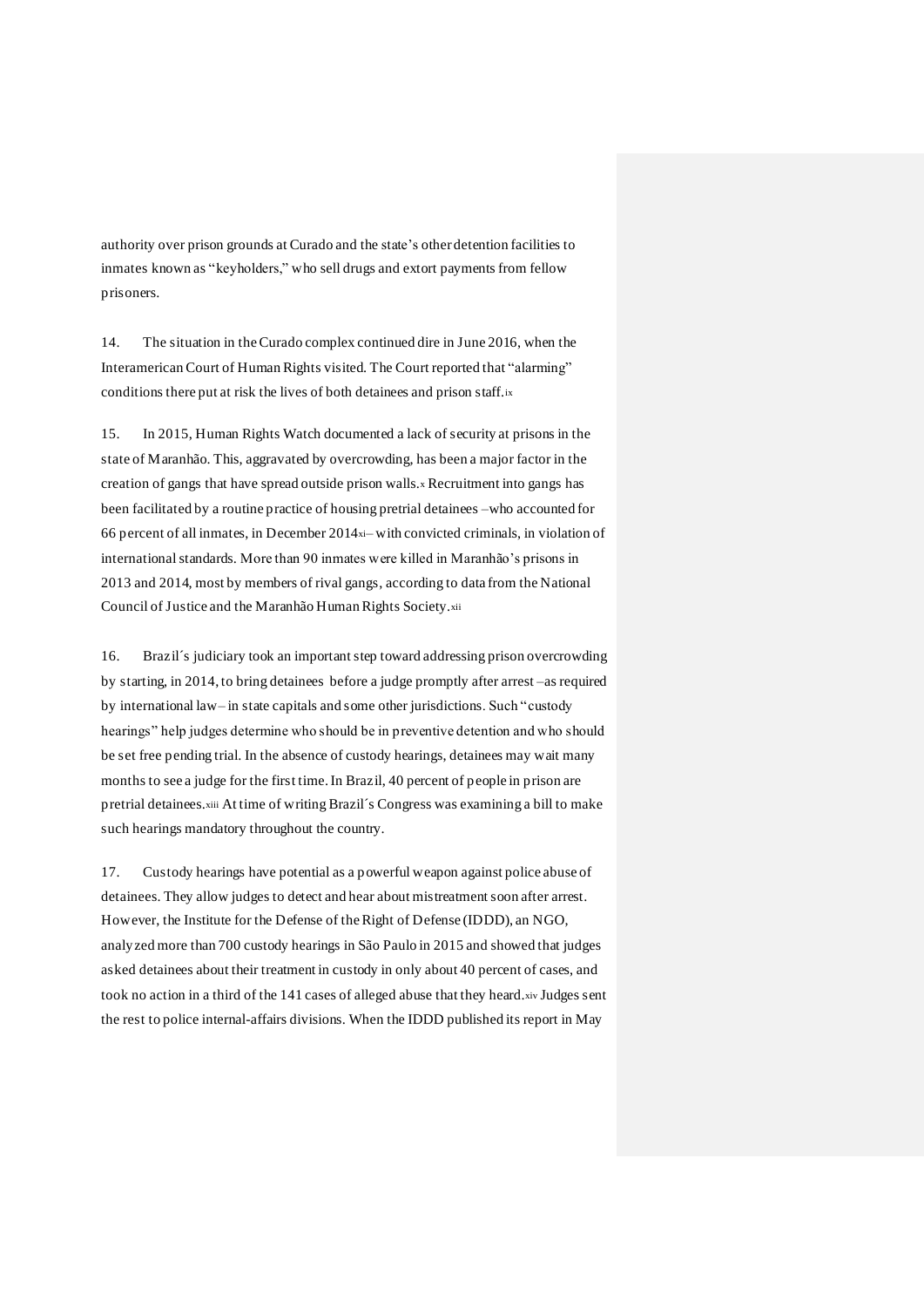authority over prison grounds at Curado and the state's other detention facilities to inmates known as "keyholders," who sell drugs and extort payments from fellow prisoners.

14. The situation in the Curado complex continued dire in June 2016, when the Interamerican Court of Human Rights visited. The Court reported that "alarming" conditions there put at risk the lives of both detainees and prison staff.[ix]

15. In 2015, Human Rights Watch documented a lack of security at prisons in the state of Maranhão. This, aggravated by overcrowding, has been a major factor in the creation of gangs that have spread outside prison walls.[x] Recruitment into gangs has been facilitated by a routine practice of housing pretrial detainees –who accounted for 66 percent of all inmates, in December 2014[xi]– with convicted criminals, in violation of international standards. More than 90 inmates were killed in Maranhão's prisons in 2013 and 2014, most by members of rival gangs, according to data from the National Council of Justice and the Maranhão Human Rights Society.[xii]

16. Brazil´s judiciary took an important step toward addressing prison overcrowding by starting, in 2014, to bring detainees before a judge promptly after arrest –as required by international law– in state capitals and some other jurisdictions. Such "custody hearings" help judges determine who should be in preventive detention and who should be set free pending trial. In the absence of custody hearings, detainees may wait many months to see a judge for the first time. In Brazil, 40 percent of people in prison are pretrial detainees.[xiii] At time of writing Brazil´s Congress was examining a bill to make such hearings mandatory throughout the country.

17. Custody hearings have potential as a powerful weapon against police abuse of detainees. They allow judges to detect and hear about mistreatment soon after arrest. However, the Institute for the Defense of the Right of Defense (IDDD), an NGO, analyzed more than 700 custody hearings in São Paulo in 2015 and showed that judges asked detainees about their treatment in custody in only about 40 percent of cases, and took no action in a third of the 141 cases of alleged abuse that they heard.[xiv] Judges sent the rest to police internal-affairs divisions. When the IDDD published its report in May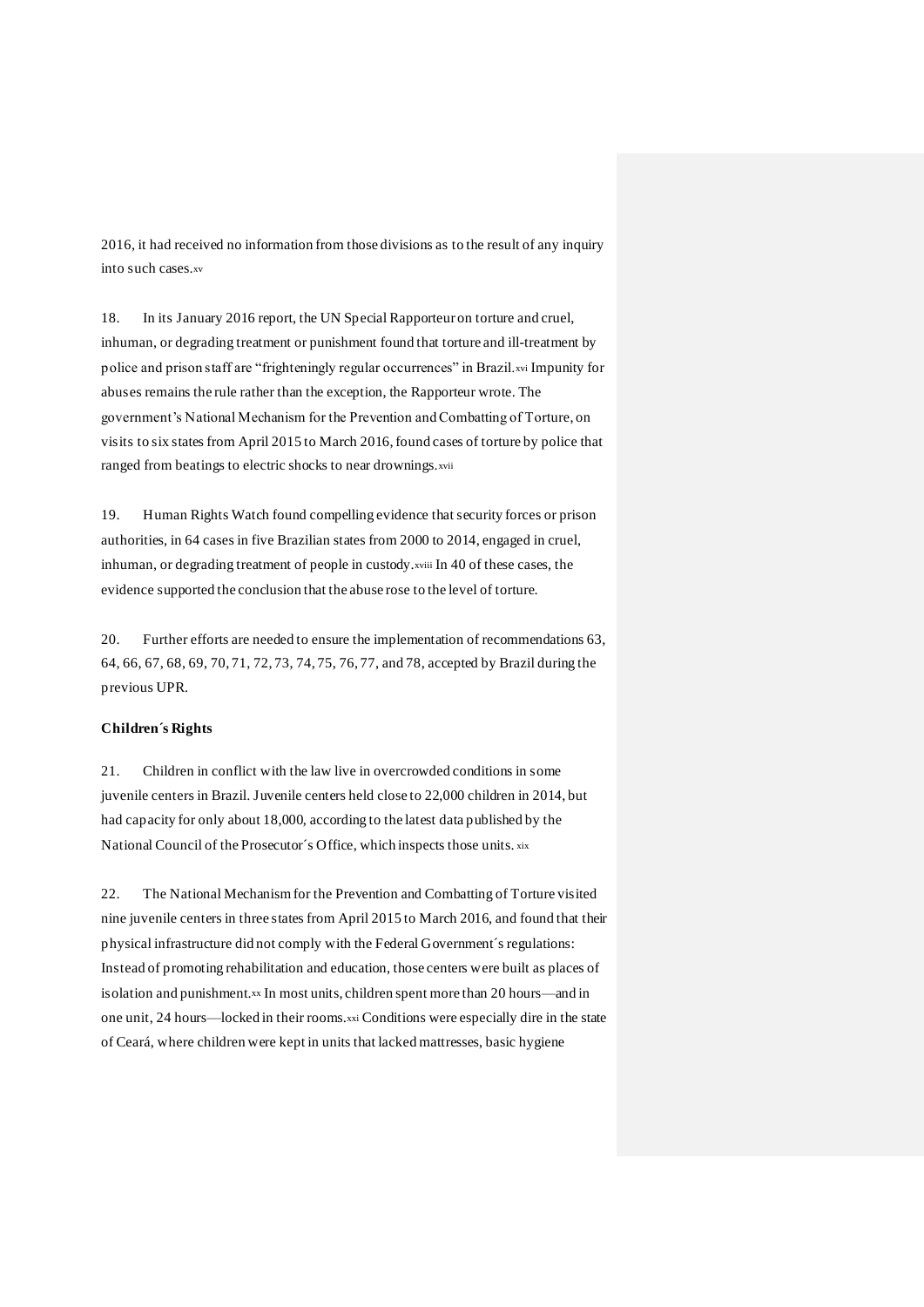2016, it had received no information from those divisions as to the result of any inquiry into such cases.[xv]

18. In its January 2016 report, the UN Special Rapporteur on torture and cruel, inhuman, or degrading treatment or punishment found that torture and ill-treatment by police and prison staff are "frighteningly regular occurrences" in Brazil.[xvi] Impunity for abuses remains the rule rather than the exception, the Rapporteur wrote. The government's National Mechanism for the Prevention and Combatting of Torture, on visits to six states from April 2015 to March 2016, found cases of torture by police that ranged from beatings to electric shocks to near drownings.[xvii]

19. Human Rights Watch found compelling evidence that security forces or prison authorities, in 64 cases in five Brazilian states from 2000 to 2014, engaged in cruel, inhuman, or degrading treatment of people in custody.[xviii] In 40 of these cases, the evidence supported the conclusion that the abuse rose to the level of torture.

20. Further efforts are needed to ensure the implementation of recommendations 63, 64, 66, 67, 68, 69, 70, 71, 72, 73, 74, 75, 76, 77, and 78, accepted by Brazil during the previous UPR.

**Children´s Rights**

21. Children in conflict with the law live in overcrowded conditions in some juvenile centers in Brazil. Juvenile centers held close to 22,000 children in 2014, but had capacity for only about 18,000, according to the latest data published by the National Council of the Prosecutor´s Office, which inspects those units.[xix]

22. The National Mechanism for the Prevention and Combatting of Torture visited nine juvenile centers in three states from April 2015 to March 2016, and found that their physical infrastructure did not comply with the Federal Government´s regulations: Instead of promoting rehabilitation and education, those centers were built as places of isolation and punishment.[xx] In most units, children spent more than 20 hours—and in one unit, 24 hours—locked in their rooms.[xxi] Conditions were especially dire in the state of Ceará, where children were kept in units that lacked mattresses, basic hygiene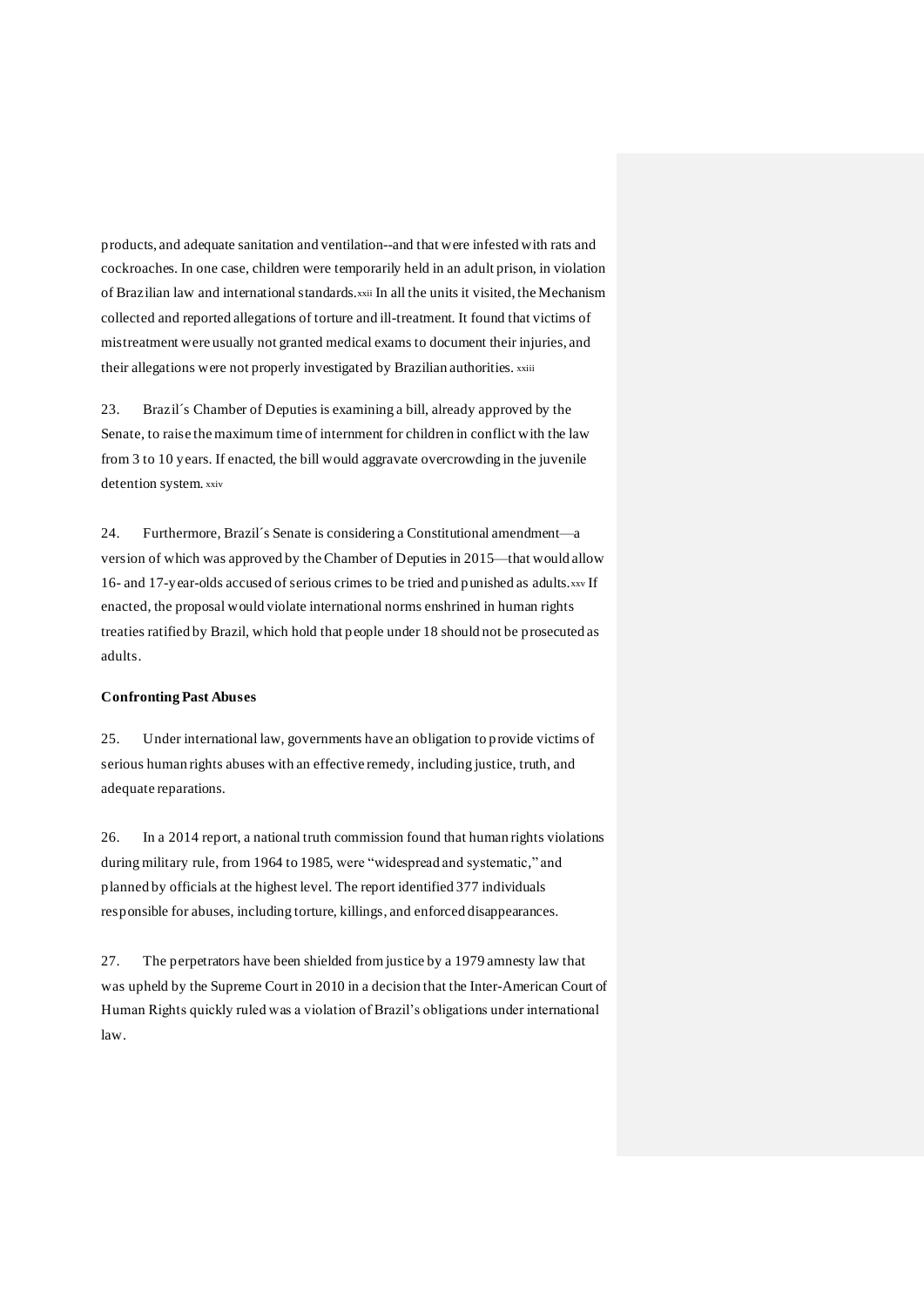products, and adequate sanitation and ventilation--and that were infested with rats and cockroaches. In one case, children were temporarily held in an adult prison, in violation of Brazilian law and international standards.[xxii] In all the units it visited, the Mechanism collected and reported allegations of torture and ill-treatment. It found that victims of mistreatment were usually not granted medical exams to document their injuries, and their allegations were not properly investigated by Brazilian authorities. [xxiii]

23. Brazil´s Chamber of Deputies is examining a bill, already approved by the Senate, to raise the maximum time of internment for children in conflict with the law from 3 to 10 years. If enacted, the bill would aggravate overcrowding in the juvenile detention system. [xxiv]

24. Furthermore, Brazil´s Senate is considering a Constitutional amendment—a version of which was approved by the Chamber of Deputies in 2015—that would allow 16- and 17-year-olds accused of serious crimes to be tried and punished as adults.[xxv] If enacted, the proposal would violate international norms enshrined in human rights treaties ratified by Brazil, which hold that people under 18 should not be prosecuted as adults.

**Confronting Past Abuses**

25. Under international law, governments have an obligation to provide victims of serious human rights abuses with an effective remedy, including justice, truth, and adequate reparations.

26. In a 2014 report, a national truth commission found that human rights violations during military rule, from 1964 to 1985, were "widespread and systematic," and planned by officials at the highest level. The report identified 377 individuals responsible for abuses, including torture, killings, and enforced disappearances.

27. The perpetrators have been shielded from justice by a 1979 amnesty law that was upheld by the Supreme Court in 2010 in a decision that the Inter-American Court of Human Rights quickly ruled was a violation of Brazil's obligations under international law.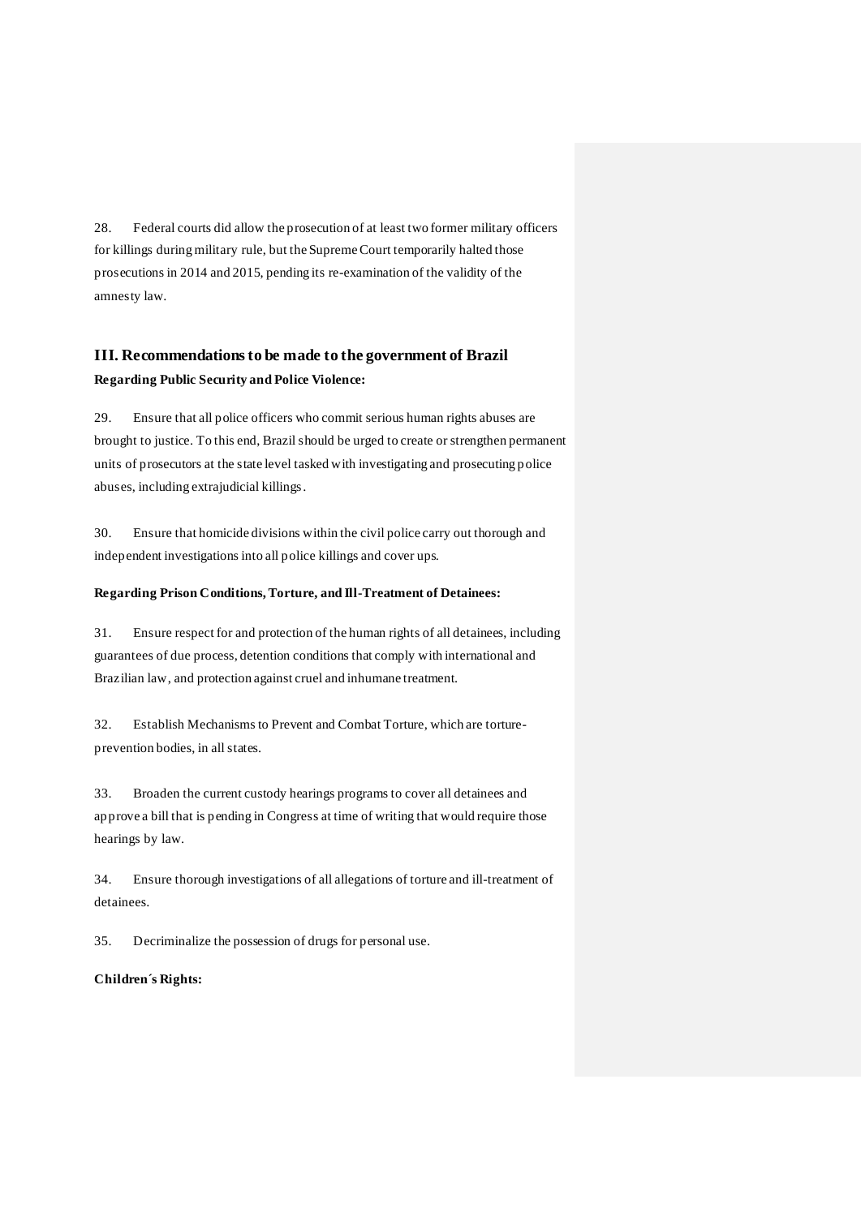28. Federal courts did allow the prosecution of at least two former military officers for killings during military rule, but the Supreme Court temporarily halted those prosecutions in 2014 and 2015, pending its re-examination of the validity of the amnesty law.

## III. Recommendations to be made to the government of Brazil

**Regarding Public Security and Police Violence:**

29. Ensure that all police officers who commit serious human rights abuses are brought to justice. To this end, Brazil should be urged to create or strengthen permanent units of prosecutors at the state level tasked with investigating and prosecuting police abuses, including extrajudicial killings.

30. Ensure that homicide divisions within the civil police carry out thorough and independent investigations into all police killings and cover ups.

**Regarding Prison Conditions, Torture, and Ill-Treatment of Detainees:**

31. Ensure respect for and protection of the human rights of all detainees, including guarantees of due process, detention conditions that comply with international and Brazilian law, and protection against cruel and inhumane treatment.

32. Establish Mechanisms to Prevent and Combat Torture, which are torture-prevention bodies, in all states.

33. Broaden the current custody hearings programs to cover all detainees and approve a bill that is pending in Congress at time of writing that would require those hearings by law.

34. Ensure thorough investigations of all allegations of torture and ill-treatment of detainees.

35. Decriminalize the possession of drugs for personal use.

**Children´s Rights:**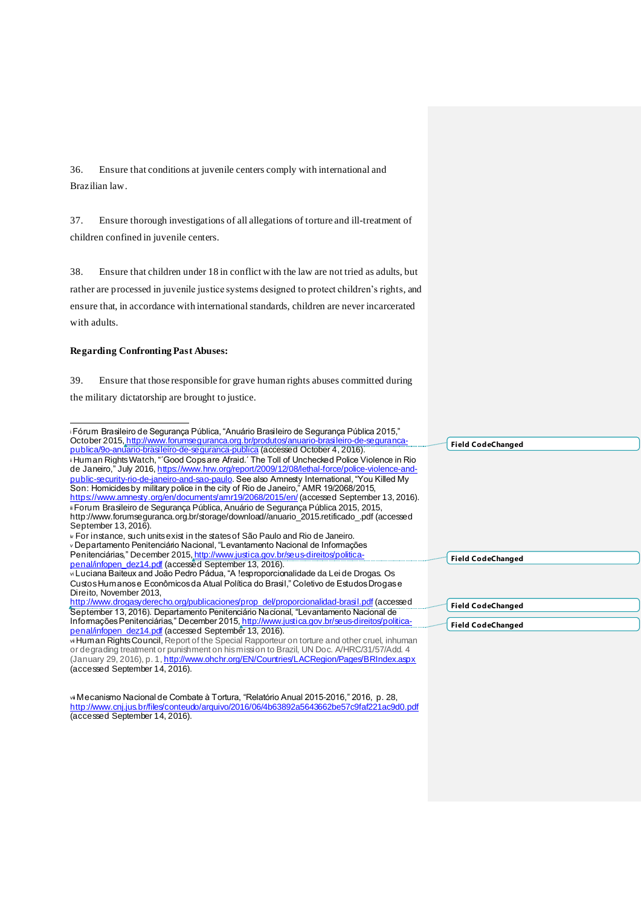36. Ensure that conditions at juvenile centers comply with international and Brazilian law.

37. Ensure thorough investigations of all allegations of torture and ill-treatment of children confined in juvenile centers.

38. Ensure that children under 18 in conflict with the law are not tried as adults, but rather are processed in juvenile justice systems designed to protect children's rights, and ensure that, in accordance with international standards, children are never incarcerated with adults.

**Regarding Confronting Past Abuses:**

39. Ensure that those responsible for grave human rights abuses committed during the military dictatorship are brought to justice.

---

i Fórum Brasileiro de Segurança Pública, "Anuário Brasileiro de Segurança Pública 2015," October 2015, http://www.forumseguranca.org.br/produtos/anuario-brasileiro-de-seguranca-publica/9o-anuario-brasileiro-de-seguranca-publica (accessed October 4, 2016).

ii Human Rights Watch, "'Good Cops are Afraid.' The Toll of Unchecked Police Violence in Rio de Janeiro," July 2016, https://www.hrw.org/report/2009/12/08/lethal-force/police-violence-and-public-security-rio-de-janeiro-and-sao-paulo. See also Amnesty International, "You Killed My Son: Homicides by military police in the city of Rio de Janeiro," AMR 19/2068/2015, https://www.amnesty.org/en/documents/amr19/2068/2015/en/ (accessed September 13, 2016).

iii Forum Brasileiro de Segurança Pública, Anuário de Segurança Pública 2015, 2015, http://www.forumseguranca.org.br/storage/download//anuario_2015.retificado_.pdf (accessed September 13, 2016).

iv For instance, such units exist in the states of São Paulo and Rio de Janeiro.

v Departamento Penitenciário Nacional, "Levantamento Nacional de Informações Penitenciárias," December 2015, http://www.justica.gov.br/seus-direitos/politica-penal/infopen_dez14.pdf (accessed September 13, 2016).

vi Luciana Baiteux and João Pedro Pádua, "A !esproporcionalidade da Lei de Drogas. Os Custos Humanos e Econômicos da Atual Política do Brasil," Coletivo de Estudos Drogas e Direito, November 2013, http://www.drogasyderecho.org/publicaciones/prop_del/proporcionalidad-brasil.pdf (accessed September 13, 2016). Departamento Penitenciário Nacional, "Levantamento Nacional de Informações Penitenciárias," December 2015, http://www.justica.gov.br/seus-direitos/politica-penal/infopen_dez14.pdf (accessed September 13, 2016).

vii Human Rights Council, Report of the Special Rapporteur on torture and other cruel, inhuman or degrading treatment or punishment on his mission to Brazil, UN Doc. A/HRC/31/57/Add. 4 (January 29, 2016), p. 1, http://www.ohchr.org/EN/Countries/LACRegion/Pages/BRIndex.aspx (accessed September 14, 2016).

viii Mecanismo Nacional de Combate à Tortura, "Relatório Anual 2015-2016," 2016, p. 28, http://www.cnj.jus.br/files/conteudo/arquivo/2016/06/4b63892a5643662be57c9faf221ac9d0.pdf (accessed September 14, 2016).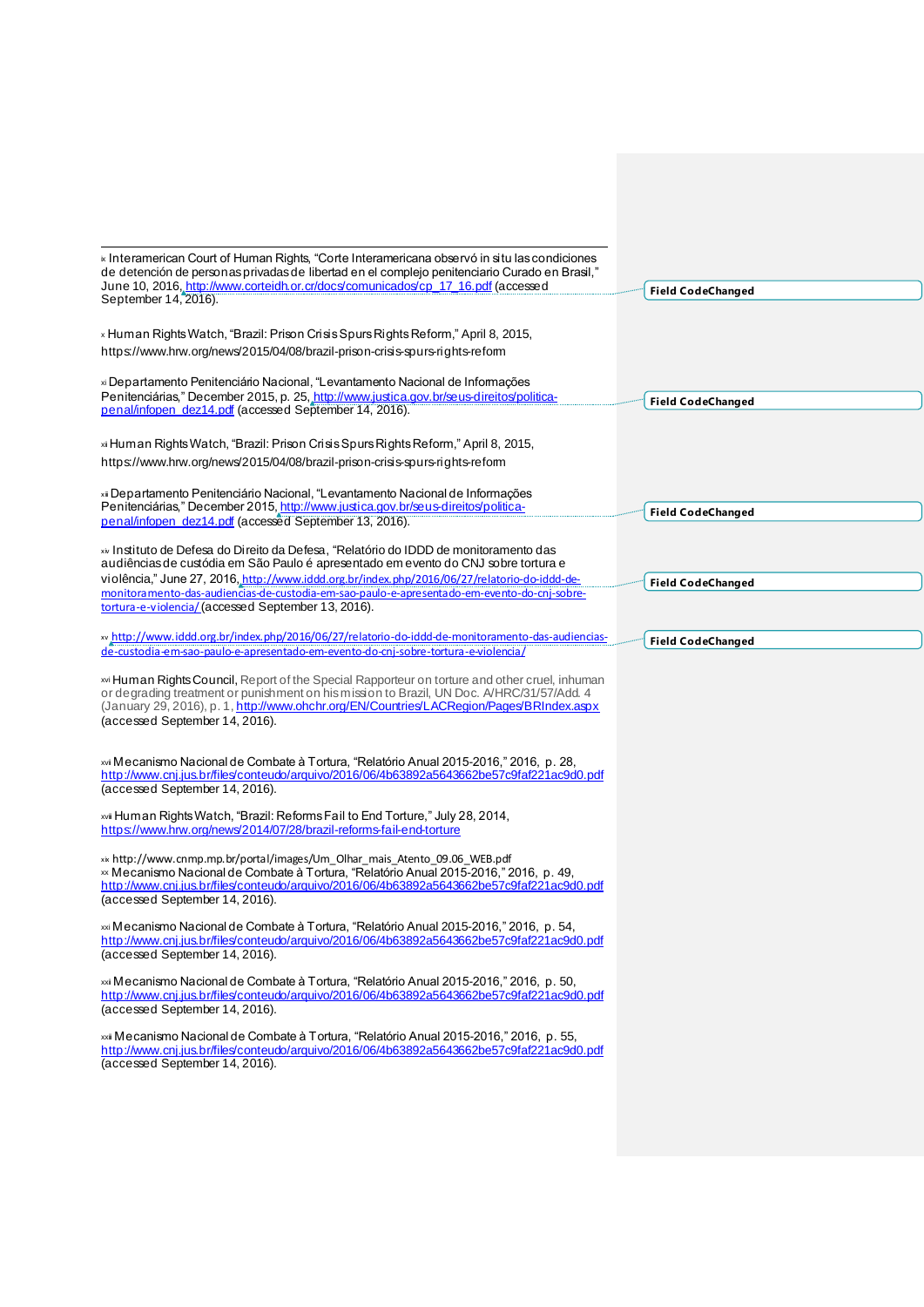ix Interamerican Court of Human Rights, “Corte Interamericana observó in situ las condiciones de detención de personas privadas de libertad en el complejo penitenciario Curado en Brasil,” June 10, 2016, http://www.corteidh.or.cr/docs/comunicados/cp_17_16.pdf (accessed September 14, 2016).

x Human Rights Watch, “Brazil: Prison Crisis Spurs Rights Reform,” April 8, 2015, https://www.hrw.org/news/2015/04/08/brazil-prison-crisis-spurs-rights-reform

xi Departamento Penitenciário Nacional, “Levantamento Nacional de Informações Penitenciárias,” December 2015, p. 25, http://www.justica.gov.br/seus-direitos/politica-penal/infopen_dez14.pdf (accessed September 14, 2016).

xii Human Rights Watch, “Brazil: Prison Crisis Spurs Rights Reform,” April 8, 2015, https://www.hrw.org/news/2015/04/08/brazil-prison-crisis-spurs-rights-reform

xiii Departamento Penitenciário Nacional, “Levantamento Nacional de Informações Penitenciárias,” December 2015, http://www.justica.gov.br/seus-direitos/politica-penal/infopen_dez14.pdf (accessed September 13, 2016).

xiv Instituto de Defesa do Direito da Defesa, “Relatório do IDDD de monitoramento das audiências de custódia em São Paulo é apresentado em evento do CNJ sobre tortura e violência,” June 27, 2016, http://www.iddd.org.br/index.php/2016/06/27/relatorio-do-iddd-de-monitoramento-das-audiencias-de-custodia-em-sao-paulo-e-apresentado-em-evento-do-cnj-sobre-tortura-e-violencia/ (accessed September 13, 2016).

xv http://www.iddd.org.br/index.php/2016/06/27/relatorio-do-iddd-de-monitoramento-das-audiencias-de-custodia-em-sao-paulo-e-apresentado-em-evento-do-cnj-sobre-tortura-e-violencia/

xvi Human Rights Council, Report of the Special Rapporteur on torture and other cruel, inhuman or degrading treatment or punishment on his mission to Brazil, UN Doc. A/HRC/31/57/Add. 4 (January 29, 2016), p. 1, http://www.ohchr.org/EN/Countries/LACRegion/Pages/BRIndex.aspx (accessed September 14, 2016).

xvii Mecanismo Nacional de Combate à Tortura, “Relatório Anual 2015-2016,” 2016, p. 28, http://www.cnj.jus.br/files/conteudo/arquivo/2016/06/4b63892a5643662be57c9faf221ac9d0.pdf (accessed September 14, 2016).

xviii Human Rights Watch, “Brazil: Reforms Fail to End Torture,” July 28, 2014, https://www.hrw.org/news/2014/07/28/brazil-reforms-fail-end-torture

xix http://www.cnmp.mp.br/portal/images/Um_Olhar_mais_Atento_09.06_WEB.pdf

xx Mecanismo Nacional de Combate à Tortura, “Relatório Anual 2015-2016,” 2016, p. 49, http://www.cnj.jus.br/files/conteudo/arquivo/2016/06/4b63892a5643662be57c9faf221ac9d0.pdf (accessed September 14, 2016).

xxi Mecanismo Nacional de Combate à Tortura, “Relatório Anual 2015-2016,” 2016, p. 54, http://www.cnj.jus.br/files/conteudo/arquivo/2016/06/4b63892a5643662be57c9faf221ac9d0.pdf (accessed September 14, 2016).

xxii Mecanismo Nacional de Combate à Tortura, “Relatório Anual 2015-2016,” 2016, p. 50, http://www.cnj.jus.br/files/conteudo/arquivo/2016/06/4b63892a5643662be57c9faf221ac9d0.pdf (accessed September 14, 2016).

xxiii Mecanismo Nacional de Combate à Tortura, “Relatório Anual 2015-2016,” 2016, p. 55, http://www.cnj.jus.br/files/conteudo/arquivo/2016/06/4b63892a5643662be57c9faf221ac9d0.pdf (accessed September 14, 2016).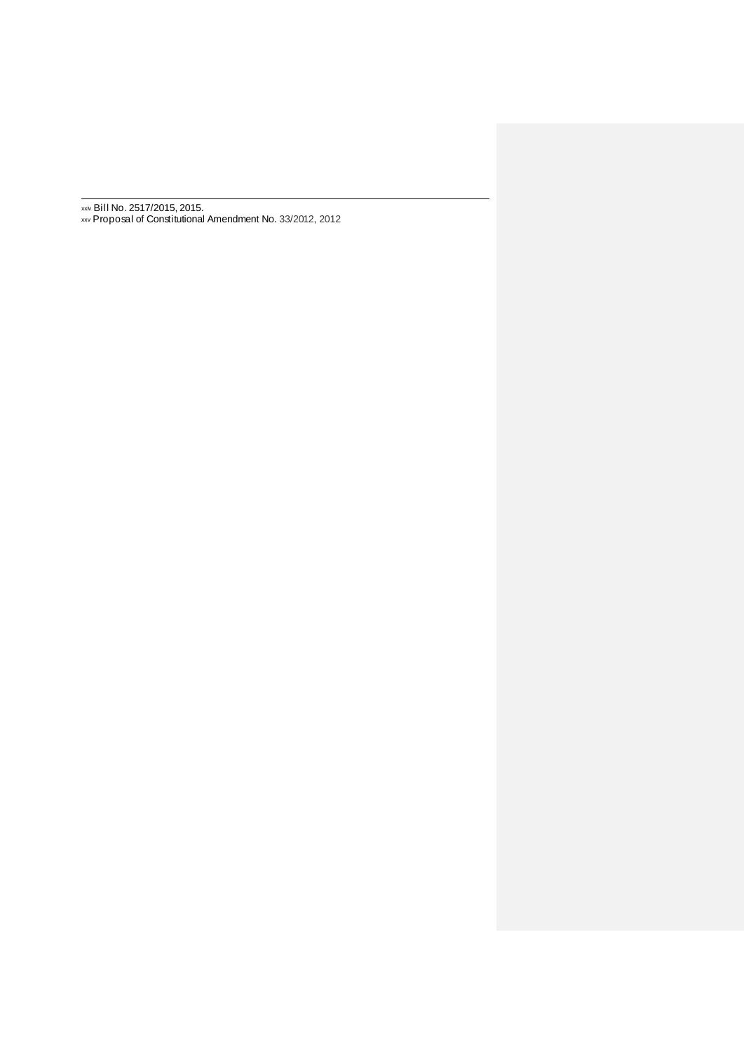[xxiv] Bill No. 2517/2015, 2015.

[xxv] Proposal of Constitutional Amendment No. 33/2012, 2012